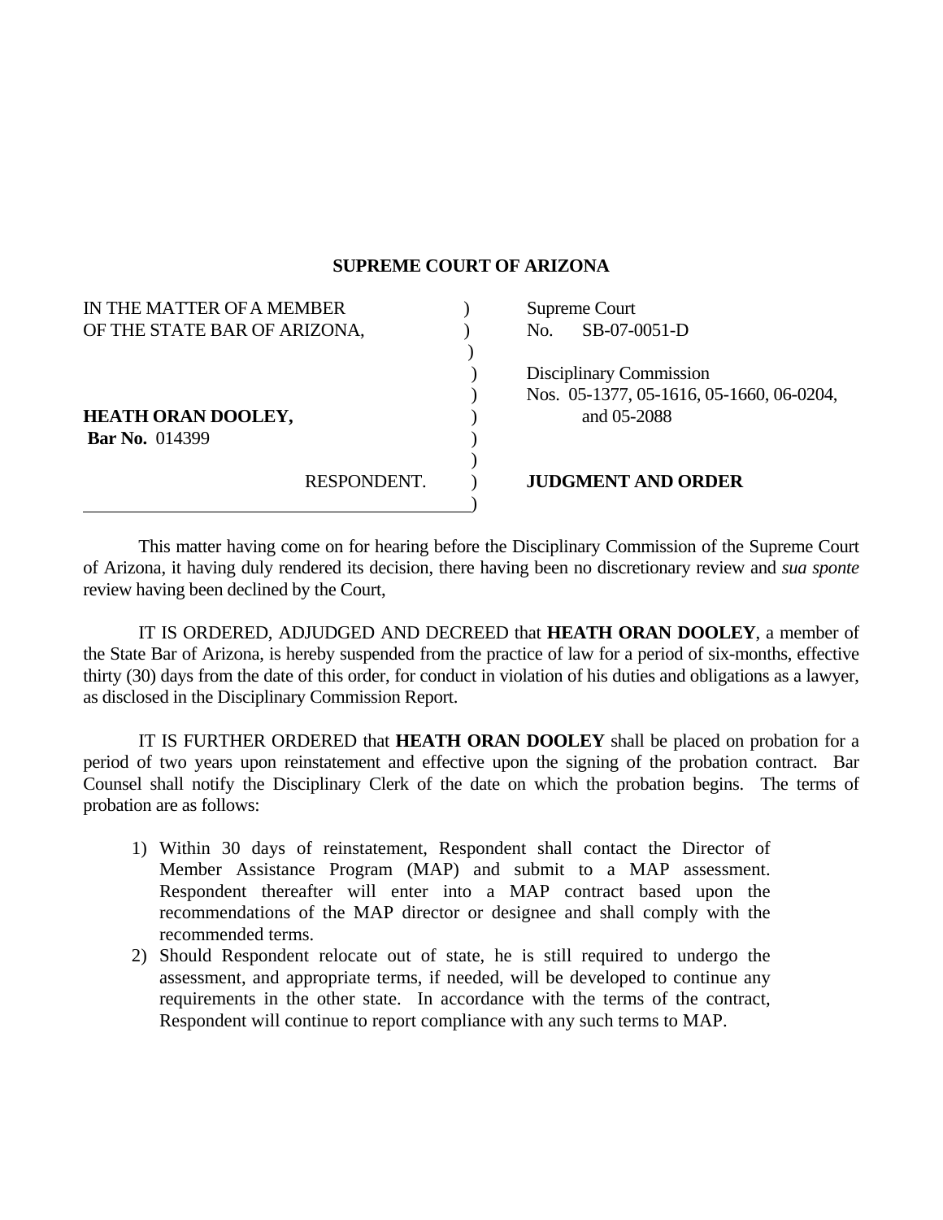# SUPREME COURT OF ARIZONA

| | |
|---|---|
| IN THE MATTER OF A MEMBER OF THE STATE BAR OF ARIZONA, | Supreme Court No. SB-07-0051-D |
| | Disciplinary Commission Nos. 05-1377, 05-1616, 05-1660, 06-0204, and 05-2088 |
| **HEATH ORAN DOOLEY,** **Bar No.** 014399 | |
| RESPONDENT. | **JUDGMENT AND ORDER** |

This matter having come on for hearing before the Disciplinary Commission of the Supreme Court of Arizona, it having duly rendered its decision, there having been no discretionary review and *sua sponte* review having been declined by the Court,

IT IS ORDERED, ADJUDGED AND DECREED that **HEATH ORAN DOOLEY**, a member of the State Bar of Arizona, is hereby suspended from the practice of law for a period of six-months, effective thirty (30) days from the date of this order, for conduct in violation of his duties and obligations as a lawyer, as disclosed in the Disciplinary Commission Report.

IT IS FURTHER ORDERED that **HEATH ORAN DOOLEY** shall be placed on probation for a period of two years upon reinstatement and effective upon the signing of the probation contract. Bar Counsel shall notify the Disciplinary Clerk of the date on which the probation begins. The terms of probation are as follows:

1) Within 30 days of reinstatement, Respondent shall contact the Director of Member Assistance Program (MAP) and submit to a MAP assessment. Respondent thereafter will enter into a MAP contract based upon the recommendations of the MAP director or designee and shall comply with the recommended terms.
2) Should Respondent relocate out of state, he is still required to undergo the assessment, and appropriate terms, if needed, will be developed to continue any requirements in the other state. In accordance with the terms of the contract, Respondent will continue to report compliance with any such terms to MAP.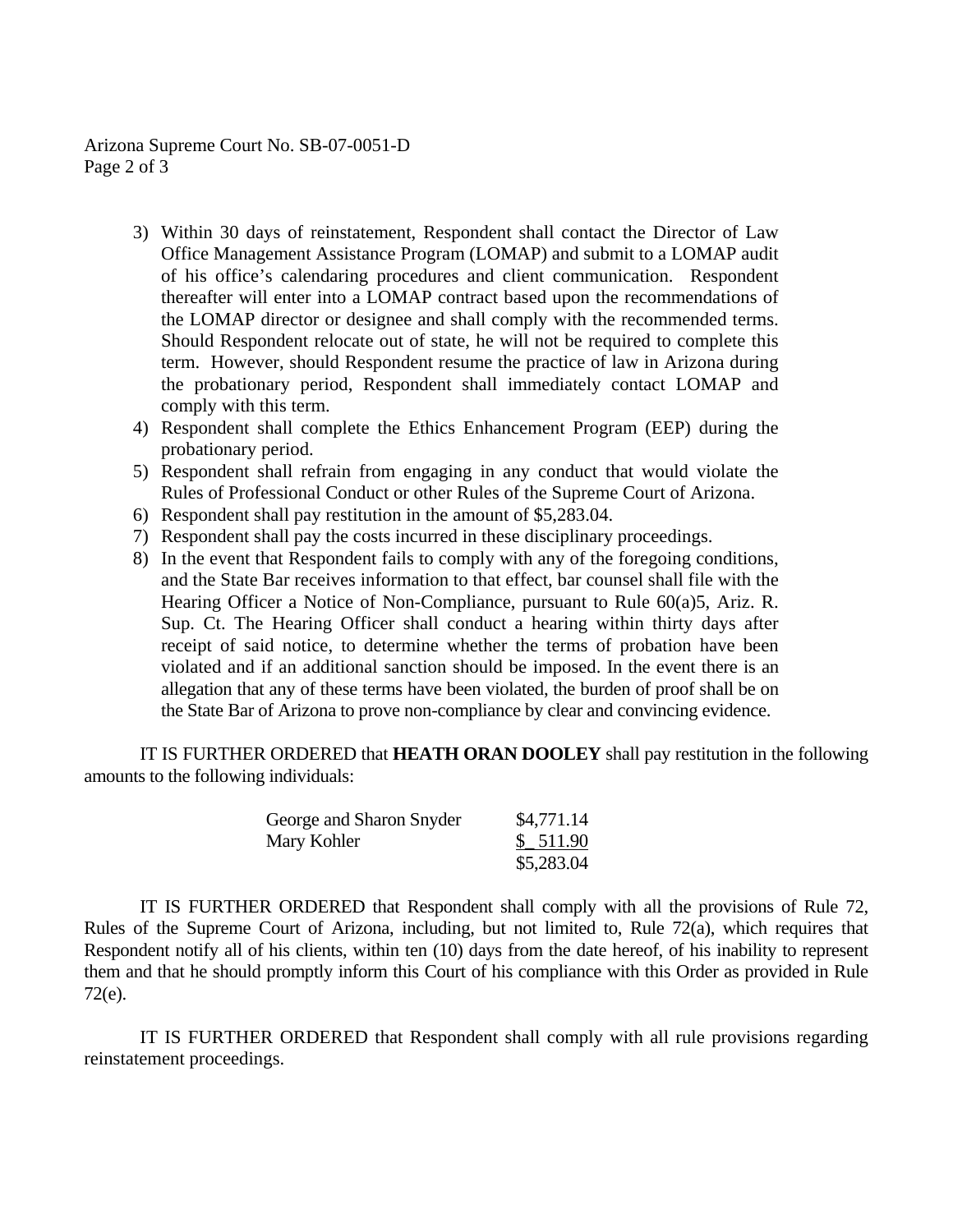3) Within 30 days of reinstatement, Respondent shall contact the Director of Law Office Management Assistance Program (LOMAP) and submit to a LOMAP audit of his office's calendaring procedures and client communication. Respondent thereafter will enter into a LOMAP contract based upon the recommendations of the LOMAP director or designee and shall comply with the recommended terms. Should Respondent relocate out of state, he will not be required to complete this term. However, should Respondent resume the practice of law in Arizona during the probationary period, Respondent shall immediately contact LOMAP and comply with this term.
4) Respondent shall complete the Ethics Enhancement Program (EEP) during the probationary period.
5) Respondent shall refrain from engaging in any conduct that would violate the Rules of Professional Conduct or other Rules of the Supreme Court of Arizona.
6) Respondent shall pay restitution in the amount of $5,283.04.
7) Respondent shall pay the costs incurred in these disciplinary proceedings.
8) In the event that Respondent fails to comply with any of the foregoing conditions, and the State Bar receives information to that effect, bar counsel shall file with the Hearing Officer a Notice of Non-Compliance, pursuant to Rule 60(a)5, Ariz. R. Sup. Ct. The Hearing Officer shall conduct a hearing within thirty days after receipt of said notice, to determine whether the terms of probation have been violated and if an additional sanction should be imposed. In the event there is an allegation that any of these terms have been violated, the burden of proof shall be on the State Bar of Arizona to prove non-compliance by clear and convincing evidence.

IT IS FURTHER ORDERED that **HEATH ORAN DOOLEY** shall pay restitution in the following amounts to the following individuals:

| | |
|---|---|
| George and Sharon Snyder | $4,771.14 |
| Mary Kohler | $ 511.90 |
| | $5,283.04 |

IT IS FURTHER ORDERED that Respondent shall comply with all the provisions of Rule 72, Rules of the Supreme Court of Arizona, including, but not limited to, Rule 72(a), which requires that Respondent notify all of his clients, within ten (10) days from the date hereof, of his inability to represent them and that he should promptly inform this Court of his compliance with this Order as provided in Rule 72(e).

IT IS FURTHER ORDERED that Respondent shall comply with all rule provisions regarding reinstatement proceedings.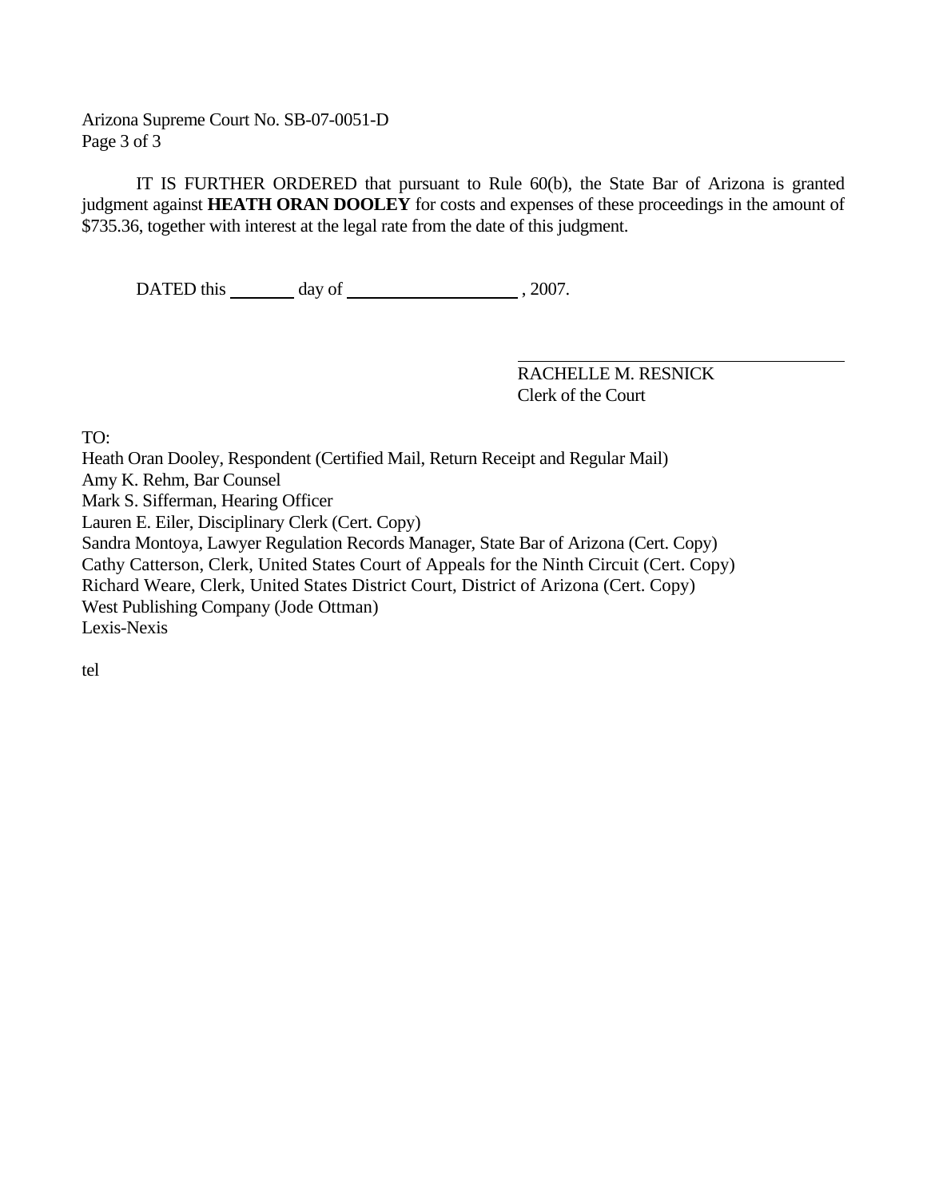IT IS FURTHER ORDERED that pursuant to Rule 60(b), the State Bar of Arizona is granted judgment against **HEATH ORAN DOOLEY** for costs and expenses of these proceedings in the amount of $735.36, together with interest at the legal rate from the date of this judgment.

DATED this ________ day of ____________________, 2007.

\_\_\_\_\_\_\_\_\_\_\_\_\_\_\_\_\_\_\_\_\_\_\_\_\_\_\_\_\_\_\_\_\_\_\_\_
RACHELLE M. RESNICK
Clerk of the Court

TO:
Heath Oran Dooley, Respondent (Certified Mail, Return Receipt and Regular Mail)
Amy K. Rehm, Bar Counsel
Mark S. Sifferman, Hearing Officer
Lauren E. Eiler, Disciplinary Clerk (Cert. Copy)
Sandra Montoya, Lawyer Regulation Records Manager, State Bar of Arizona (Cert. Copy)
Cathy Catterson, Clerk, United States Court of Appeals for the Ninth Circuit (Cert. Copy)
Richard Weare, Clerk, United States District Court, District of Arizona (Cert. Copy)
West Publishing Company (Jode Ottman)
Lexis-Nexis

tel